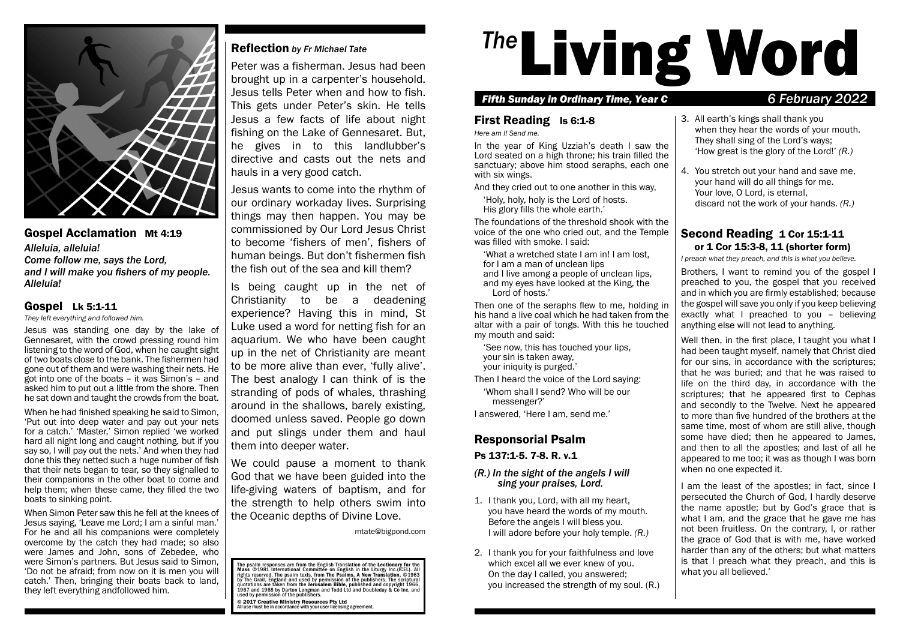# The Living Word

***Fifth Sunday in Ordinary Time, Year C*** — *6 February 2022*

## First Reading Is 6:1-8

*Here am I! Send me.*

In the year of King Uzziah's death I saw the Lord seated on a high throne; his train filled the sanctuary; above him stood seraphs, each one with six wings.

And they cried out to one another in this way,

'Holy, holy, holy is the Lord of hosts.
His glory fills the whole earth.'

The foundations of the threshold shook with the voice of the one who cried out, and the Temple was filled with smoke. I said:

'What a wretched state I am in! I am lost,
for I am a man of unclean lips
and I live among a people of unclean lips,
and my eyes have looked at the King, the Lord of hosts.'

Then one of the seraphs flew to me, holding in his hand a live coal which he had taken from the altar with a pair of tongs. With this he touched my mouth and said:

'See now, this has touched your lips,
your sin is taken away,
your iniquity is purged.'

Then I heard the voice of the Lord saying:

'Whom shall I send? Who will be our messenger?'

I answered, 'Here I am, send me.'

## Responsorial Psalm

### Ps 137:1-5. 7-8. R. v.1

***(R.) In the sight of the angels I will sing your praises, Lord.***

1. I thank you, Lord, with all my heart,
you have heard the words of my mouth.
Before the angels I will bless you.
I will adore before your holy temple. *(R.)*

2. I thank you for your faithfulness and love
which excel all we ever knew of you.
On the day I called, you answered;
you increased the strength of my soul. (R.)

3. All earth's kings shall thank you
when they hear the words of your mouth.
They shall sing of the Lord's ways;
'How great is the glory of the Lord!' *(R.)*

4. You stretch out your hand and save me,
your hand will do all things for me.
Your love, O Lord, is eternal,
discard not the work of your hands. *(R.)*

## Second Reading 1 Cor 15:1-11 or 1 Cor 15:3-8, 11 (shorter form)

*I preach what they preach, and this is what you believe.*

Brothers, I want to remind you of the gospel I preached to you, the gospel that you received and in which you are firmly established; because the gospel will save you only if you keep believing exactly what I preached to you – believing anything else will not lead to anything.

Well then, in the first place, I taught you what I had been taught myself, namely that Christ died for our sins, in accordance with the scriptures; that he was buried; and that he was raised to life on the third day, in accordance with the scriptures; that he appeared first to Cephas and secondly to the Twelve. Next he appeared to more than five hundred of the brothers at the same time, most of whom are still alive, though some have died; then he appeared to James, and then to all the apostles; and last of all he appeared to me too; it was as though I was born when no one expected it.

I am the least of the apostles; in fact, since I persecuted the Church of God, I hardly deserve the name apostle; but by God's grace that is what I am, and the grace that he gave me has not been fruitless. On the contrary, I, or rather the grace of God that is with me, have worked harder than any of the others; but what matters is that I preach what they preach, and this is what you all believed.'

## Gospel Acclamation Mt 4:19

***Alleluia, alleluia!***
***Come follow me, says the Lord,***
***and I will make you fishers of my people.***
***Alleluia!***

## Gospel Lk 5:1-11

*They left everything and followed him.*

Jesus was standing one day by the lake of Gennesaret, with the crowd pressing round him listening to the word of God, when he caught sight of two boats close to the bank. The fishermen had gone out of them and were washing their nets. He got into one of the boats – it was Simon's – and asked him to put out a little from the shore. Then he sat down and taught the crowds from the boat.

When he had finished speaking he said to Simon, 'Put out into deep water and pay out your nets for a catch.' 'Master,' Simon replied 'we worked hard all night long and caught nothing, but if you say so, I will pay out the nets.' And when they had done this they netted such a huge number of fish that their nets began to tear, so they signalled to their companions in the other boat to come and help them; when these came, they filled the two boats to sinking point.

When Simon Peter saw this he fell at the knees of Jesus saying, 'Leave me Lord; I am a sinful man.' For he and all his companions were completely overcome by the catch they had made; so also were James and John, sons of Zebedee, who were Simon's partners. But Jesus said to Simon, 'Do not be afraid; from now on it is men you will catch.' Then, bringing their boats back to land, they left everything andfollowed him.

## Reflection *by Fr Michael Tate*

Peter was a fisherman. Jesus had been brought up in a carpenter's household. Jesus tells Peter when and how to fish. This gets under Peter's skin. He tells Jesus a few facts of life about night fishing on the Lake of Gennesaret. But, he gives in to this landlubber's directive and casts out the nets and hauls in a very good catch.

Jesus wants to come into the rhythm of our ordinary workaday lives. Surprising things may then happen. You may be commissioned by Our Lord Jesus Christ to become 'fishers of men', fishers of human beings. But don't fishermen fish the fish out of the sea and kill them?

Is being caught up in the net of Christianity to be a deadening experience? Having this in mind, St Luke used a word for netting fish for an aquarium. We who have been caught up in the net of Christianity are meant to be more alive than ever, 'fully alive'. The best analogy I can think of is the stranding of pods of whales, thrashing around in the shallows, barely existing, doomed unless saved. People go down and put slings under them and haul them into deeper water.

We could pause a moment to thank God that we have been guided into the life-giving waters of baptism, and for the strength to help others swim into the Oceanic depths of Divine Love.

mtate@bigpond.com

The psalm responses are from the English Translation of the **Lectionary for the Mass** ©1981 International Committee on English in the Liturgy Inc.(ICEL). All rights reserved. The psalm texts, from **The Psalms, A New Translation**, ©1963 by The Grail, England and used by permission of the publishers. The scriptural quotations are taken from the **Jerusalem Bible**, published and copyright 1966, 1967 and 1968 by Darton Longman and Todd Ltd and Doubleday & Co Inc, and used by permission of the publishers.

**© 2017 Creative Ministry Resources Pty Ltd**
All use must be in accordance with your user licensing agreement.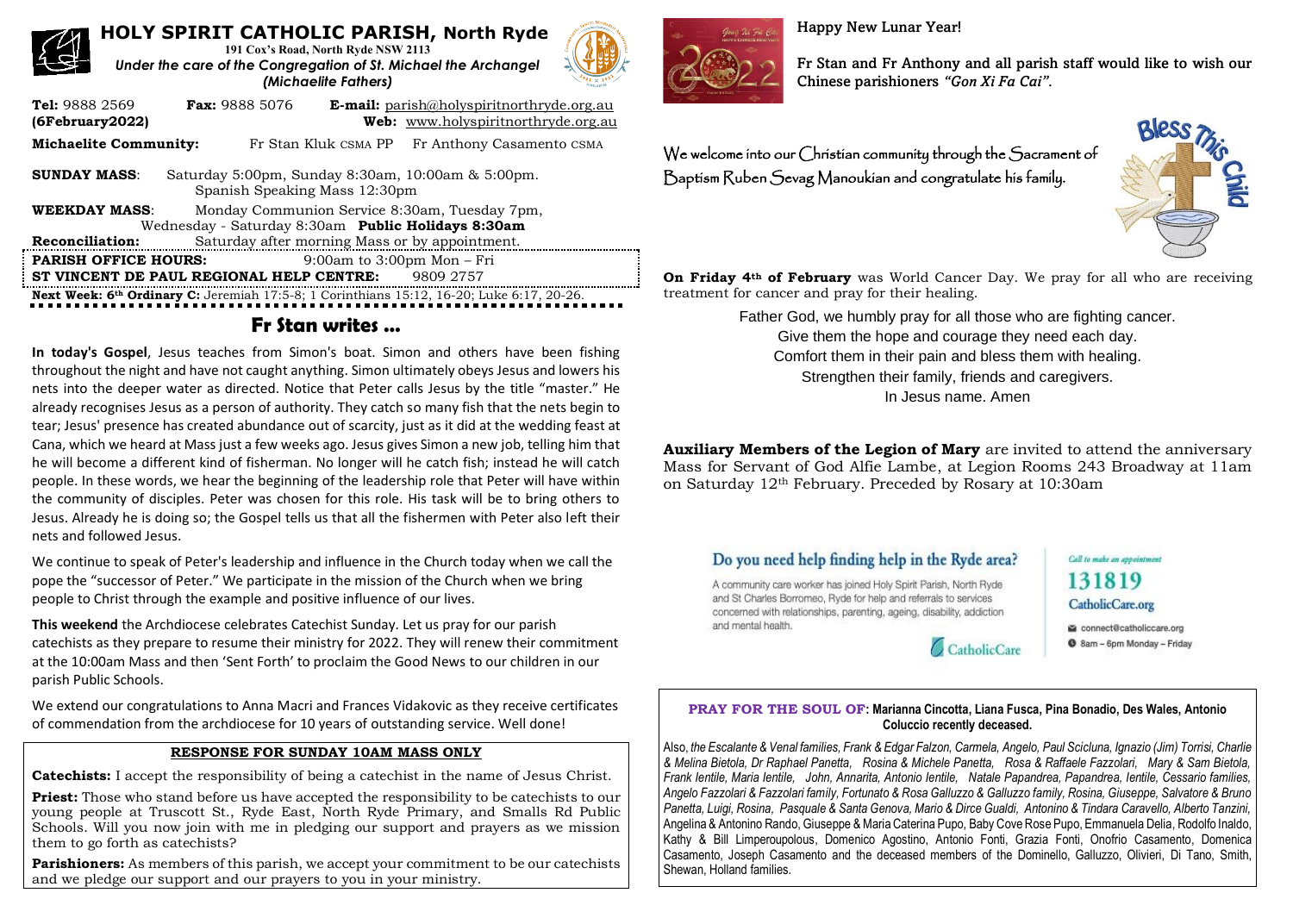# HOLY SPIRIT CATHOLIC PARISH, North Ryde

**191 Cox's Road, North Ryde NSW 2113**

*Under the care of the Congregation of St. Michael the Archangel (Michaelite Fathers)*

**Tel:** 9888 2569 **Fax:** 9888 5076 **E-mail:** parish@holyspiritnorthryde.org.au

**(6February2022)** **Web:** www.holyspiritnorthryde.org.au

**Michaelite Community:** Fr Stan Kluk CSMA PP Fr Anthony Casamento CSMA

**SUNDAY MASS**: Saturday 5:00pm, Sunday 8:30am, 10:00am & 5:00pm. Spanish Speaking Mass 12:30pm

**WEEKDAY MASS**: Monday Communion Service 8:30am, Tuesday 7pm, Wednesday - Saturday 8:30am **Public Holidays 8:30am**

**Reconciliation:** Saturday after morning Mass or by appointment.

**PARISH OFFICE HOURS:** 9:00am to 3:00pm Mon – Fri

**ST VINCENT DE PAUL REGIONAL HELP CENTRE:** 9809 2757

**Next Week: 6th Ordinary C:** Jeremiah 17:5-8; 1 Corinthians 15:12, 16-20; Luke 6:17, 20-26.

## Fr Stan writes ...

**In today's Gospel**, Jesus teaches from Simon's boat. Simon and others have been fishing throughout the night and have not caught anything. Simon ultimately obeys Jesus and lowers his nets into the deeper water as directed. Notice that Peter calls Jesus by the title "master." He already recognises Jesus as a person of authority. They catch so many fish that the nets begin to tear; Jesus' presence has created abundance out of scarcity, just as it did at the wedding feast at Cana, which we heard at Mass just a few weeks ago. Jesus gives Simon a new job, telling him that he will become a different kind of fisherman. No longer will he catch fish; instead he will catch people. In these words, we hear the beginning of the leadership role that Peter will have within the community of disciples. Peter was chosen for this role. His task will be to bring others to Jesus. Already he is doing so; the Gospel tells us that all the fishermen with Peter also left their nets and followed Jesus.

We continue to speak of Peter's leadership and influence in the Church today when we call the pope the "successor of Peter." We participate in the mission of the Church when we bring people to Christ through the example and positive influence of our lives.

**This weekend** the Archdiocese celebrates Catechist Sunday. Let us pray for our parish catechists as they prepare to resume their ministry for 2022. They will renew their commitment at the 10:00am Mass and then 'Sent Forth' to proclaim the Good News to our children in our parish Public Schools.

We extend our congratulations to Anna Macri and Frances Vidakovic as they receive certificates of commendation from the archdiocese for 10 years of outstanding service. Well done!

### RESPONSE FOR SUNDAY 10AM MASS ONLY

**Catechists:** I accept the responsibility of being a catechist in the name of Jesus Christ.

**Priest:** Those who stand before us have accepted the responsibility to be catechists to our young people at Truscott St., Ryde East, North Ryde Primary, and Smalls Rd Public Schools. Will you now join with me in pledging our support and prayers as we mission them to go forth as catechists?

**Parishioners:** As members of this parish, we accept your commitment to be our catechists and we pledge our support and our prayers to you in your ministry.

Happy New Lunar Year!

Fr Stan and Fr Anthony and all parish staff would like to wish our Chinese parishioners *"Gon Xi Fa Cai"*.

We welcome into our Christian community through the Sacrament of Baptism Ruben Sevag Manoukian and congratulate his family.

**On Friday 4th of February** was World Cancer Day. We pray for all who are receiving treatment for cancer and pray for their healing.

Father God, we humbly pray for all those who are fighting cancer.
Give them the hope and courage they need each day.
Comfort them in their pain and bless them with healing.
Strengthen their family, friends and caregivers.
In Jesus name. Amen

**Auxiliary Members of the Legion of Mary** are invited to attend the anniversary Mass for Servant of God Alfie Lambe, at Legion Rooms 243 Broadway at 11am on Saturday 12th February. Preceded by Rosary at 10:30am

### Do you need help finding help in the Ryde area?

A community care worker has joined Holy Spirit Parish, North Ryde and St Charles Borromeo, Ryde for help and referrals to services concerned with relationships, parenting, ageing, disability, addiction and mental health.

CatholicCare

*Call to make an appointment*

131819

CatholicCare.org

connect@catholiccare.org

8am – 6pm Monday – Friday

**PRAY FOR THE SOUL OF: Marianna Cincotta, Liana Fusca, Pina Bonadio, Des Wales, Antonio Coluccio recently deceased.**

Also, *the Escalante & Venal families, Frank & Edgar Falzon, Carmela, Angelo, Paul Scicluna, Ignazio (Jim) Torrisi, Charlie & Melina Bietola, Dr Raphael Panetta, Rosina & Michele Panetta, Rosa & Raffaele Fazzolari, Mary & Sam Bietola, Frank Ientile, Maria Ientile, John, Annarita, Antonio Ientile, Natale Papandrea, Papandrea, Ientile, Cessario families, Angelo Fazzolari & Fazzolari family, Fortunato & Rosa Galluzzo & Galluzzo family, Rosina, Giuseppe, Salvatore & Bruno Panetta, Luigi, Rosina, Pasquale & Santa Genova, Mario & Dirce Gualdi, Antonino & Tindara Caravello, Alberto Tanzini,* Angelina & Antonino Rando, Giuseppe & Maria Caterina Pupo, Baby Cove Rose Pupo, Emmanuela Delia, Rodolfo Inaldo, Kathy & Bill Limperoupolous, Domenico Agostino, Antonio Fonti, Grazia Fonti, Onofrio Casamento, Domenica Casamento, Joseph Casamento and the deceased members of the Dominello, Galluzzo, Olivieri, Di Tano, Smith, Shewan, Holland families.